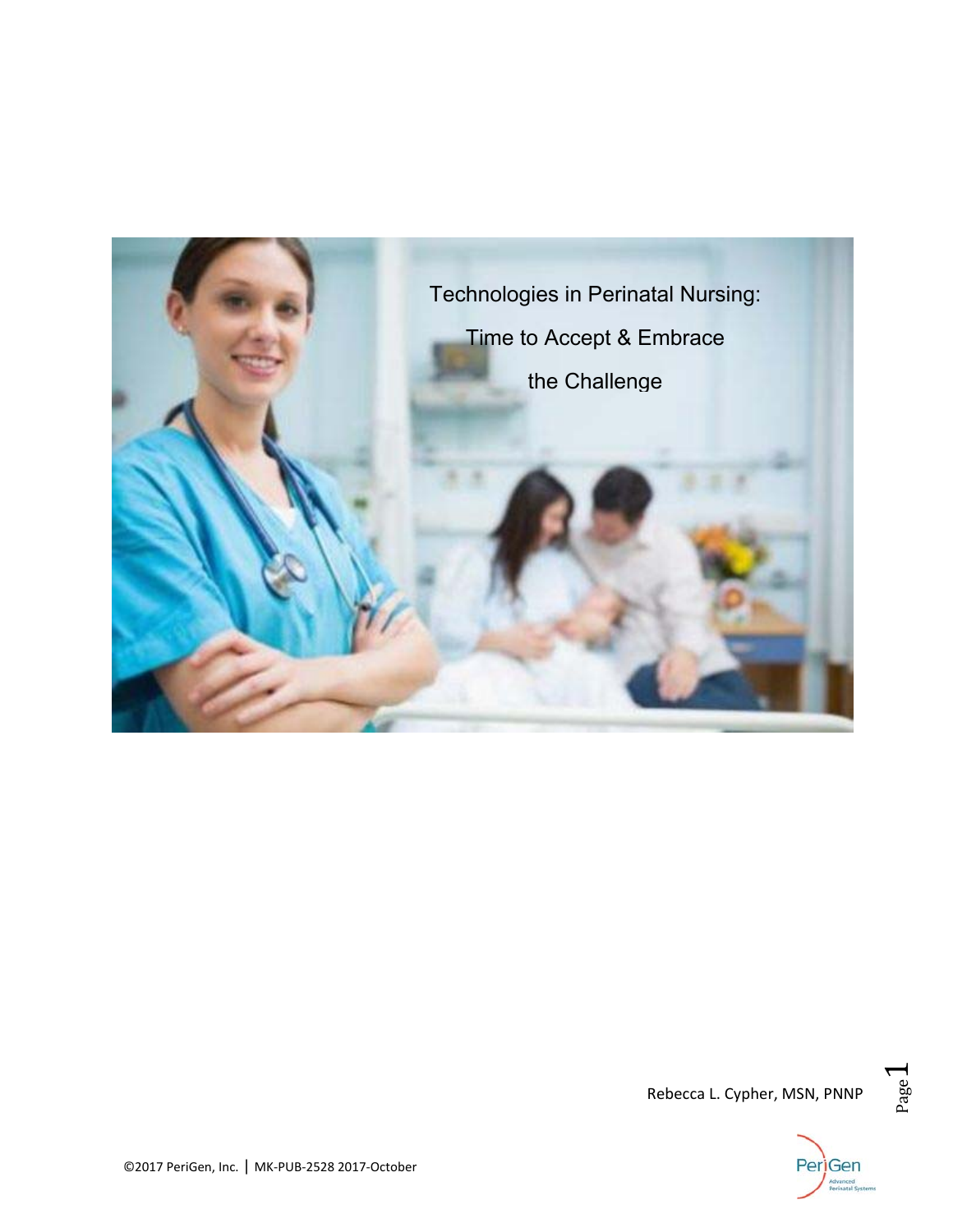# Technologies in Perinatal Nursing: Time to Accept & Embrace the Challenge

Rebecca L. Cypher, MSN, PNNP

©2017 PeriGen, Inc. | MK-PUB-2528 2017-October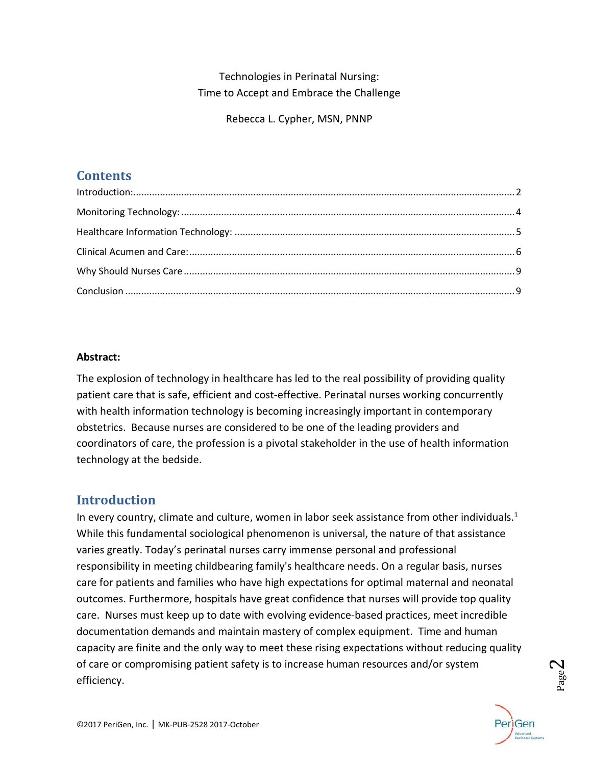Technologies in Perinatal Nursing:
Time to Accept and Embrace the Challenge

Rebecca L. Cypher, MSN, PNNP

## Contents

Introduction:.......................................................................... 2

Monitoring Technology: ........................................................... 4

Healthcare Information Technology: ......................................... 5

Clinical Acumen and Care:....................................................... 6

Why Should Nurses Care .......................................................... 9

Conclusion .............................................................................. 9

**Abstract:**

The explosion of technology in healthcare has led to the real possibility of providing quality patient care that is safe, efficient and cost-effective. Perinatal nurses working concurrently with health information technology is becoming increasingly important in contemporary obstetrics. Because nurses are considered to be one of the leading providers and coordinators of care, the profession is a pivotal stakeholder in the use of health information technology at the bedside.

## Introduction

In every country, climate and culture, women in labor seek assistance from other individuals.[1] While this fundamental sociological phenomenon is universal, the nature of that assistance varies greatly. Today's perinatal nurses carry immense personal and professional responsibility in meeting childbearing family's healthcare needs. On a regular basis, nurses care for patients and families who have high expectations for optimal maternal and neonatal outcomes. Furthermore, hospitals have great confidence that nurses will provide top quality care. Nurses must keep up to date with evolving evidence-based practices, meet incredible documentation demands and maintain mastery of complex equipment. Time and human capacity are finite and the only way to meet these rising expectations without reducing quality of care or compromising patient safety is to increase human resources and/or system efficiency.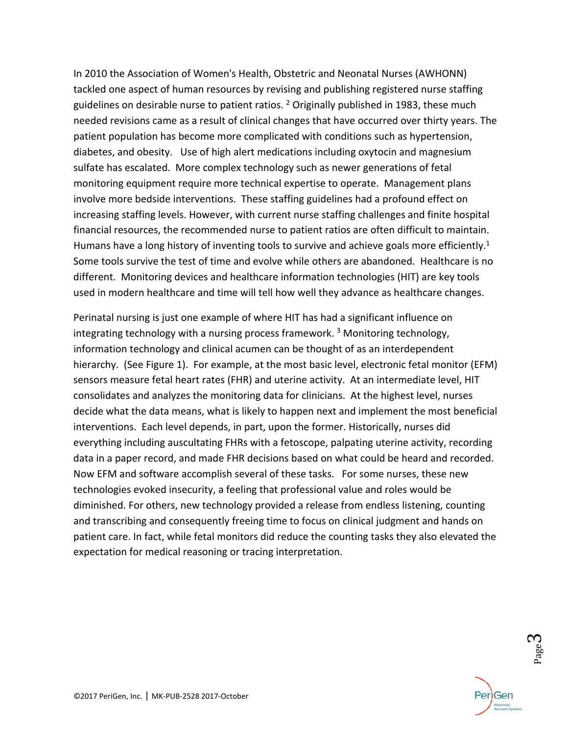In 2010 the Association of Women's Health, Obstetric and Neonatal Nurses (AWHONN) tackled one aspect of human resources by revising and publishing registered nurse staffing guidelines on desirable nurse to patient ratios. [2] Originally published in 1983, these much needed revisions came as a result of clinical changes that have occurred over thirty years. The patient population has become more complicated with conditions such as hypertension, diabetes, and obesity. Use of high alert medications including oxytocin and magnesium sulfate has escalated. More complex technology such as newer generations of fetal monitoring equipment require more technical expertise to operate. Management plans involve more bedside interventions. These staffing guidelines had a profound effect on increasing staffing levels. However, with current nurse staffing challenges and finite hospital financial resources, the recommended nurse to patient ratios are often difficult to maintain. Humans have a long history of inventing tools to survive and achieve goals more efficiently.[1] Some tools survive the test of time and evolve while others are abandoned. Healthcare is no different. Monitoring devices and healthcare information technologies (HIT) are key tools used in modern healthcare and time will tell how well they advance as healthcare changes.

Perinatal nursing is just one example of where HIT has had a significant influence on integrating technology with a nursing process framework. [3] Monitoring technology, information technology and clinical acumen can be thought of as an interdependent hierarchy. (See Figure 1). For example, at the most basic level, electronic fetal monitor (EFM) sensors measure fetal heart rates (FHR) and uterine activity. At an intermediate level, HIT consolidates and analyzes the monitoring data for clinicians. At the highest level, nurses decide what the data means, what is likely to happen next and implement the most beneficial interventions. Each level depends, in part, upon the former. Historically, nurses did everything including auscultating FHRs with a fetoscope, palpating uterine activity, recording data in a paper record, and made FHR decisions based on what could be heard and recorded. Now EFM and software accomplish several of these tasks. For some nurses, these new technologies evoked insecurity, a feeling that professional value and roles would be diminished. For others, new technology provided a release from endless listening, counting and transcribing and consequently freeing time to focus on clinical judgment and hands on patient care. In fact, while fetal monitors did reduce the counting tasks they also elevated the expectation for medical reasoning or tracing interpretation.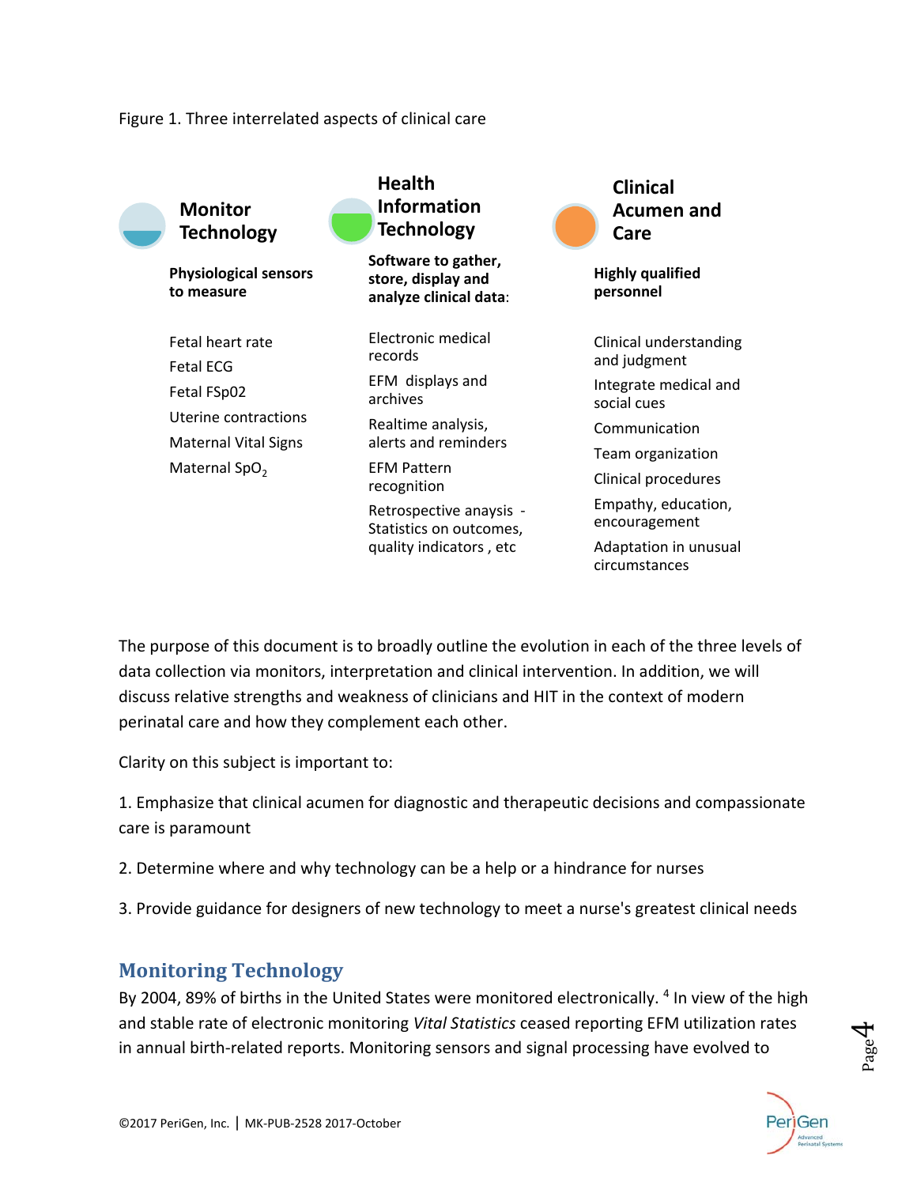Figure 1. Three interrelated aspects of clinical care

| Monitor Technology | Health Information Technology | Clinical Acumen and Care |
|---|---|---|
| **Physiological sensors to measure** | **Software to gather, store, display and analyze clinical data**: | **Highly qualified personnel** |
| Fetal heart rate | Electronic medical records | Clinical understanding and judgment |
| Fetal ECG | EFM displays and archives | Integrate medical and social cues |
| Fetal FSp02 | Realtime analysis, alerts and reminders | Communication |
| Uterine contractions | EFM Pattern recognition | Team organization |
| Maternal Vital Signs | Retrospective anaysis - Statistics on outcomes, quality indicators , etc | Clinical procedures |
| Maternal $SpO_2$ | | Empathy, education, encouragement |
| | | Adaptation in unusual circumstances |

The purpose of this document is to broadly outline the evolution in each of the three levels of data collection via monitors, interpretation and clinical intervention. In addition, we will discuss relative strengths and weakness of clinicians and HIT in the context of modern perinatal care and how they complement each other.

Clarity on this subject is important to:

1. Emphasize that clinical acumen for diagnostic and therapeutic decisions and compassionate care is paramount

2. Determine where and why technology can be a help or a hindrance for nurses

3. Provide guidance for designers of new technology to meet a nurse's greatest clinical needs

## Monitoring Technology

By 2004, 89% of births in the United States were monitored electronically. [4] In view of the high and stable rate of electronic monitoring *Vital Statistics* ceased reporting EFM utilization rates in annual birth-related reports. Monitoring sensors and signal processing have evolved to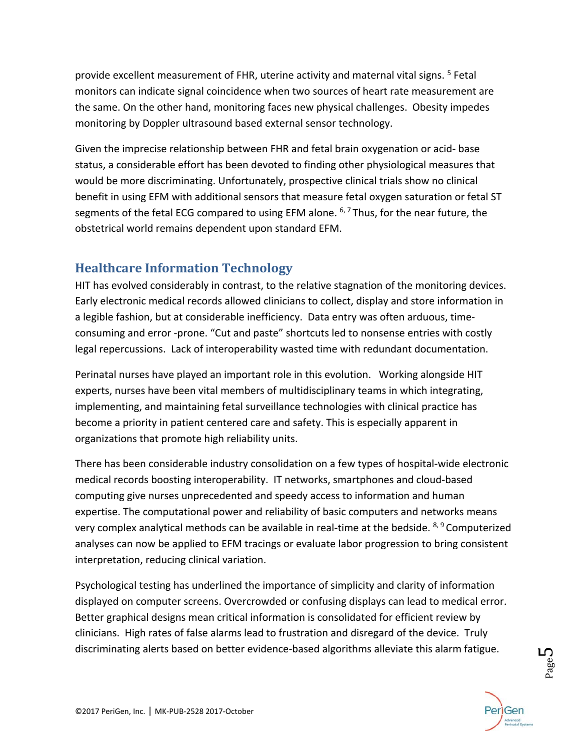provide excellent measurement of FHR, uterine activity and maternal vital signs. [5] Fetal monitors can indicate signal coincidence when two sources of heart rate measurement are the same. On the other hand, monitoring faces new physical challenges. Obesity impedes monitoring by Doppler ultrasound based external sensor technology.

Given the imprecise relationship between FHR and fetal brain oxygenation or acid- base status, a considerable effort has been devoted to finding other physiological measures that would be more discriminating. Unfortunately, prospective clinical trials show no clinical benefit in using EFM with additional sensors that measure fetal oxygen saturation or fetal ST segments of the fetal ECG compared to using EFM alone. [6, 7] Thus, for the near future, the obstetrical world remains dependent upon standard EFM.

## Healthcare Information Technology

HIT has evolved considerably in contrast, to the relative stagnation of the monitoring devices. Early electronic medical records allowed clinicians to collect, display and store information in a legible fashion, but at considerable inefficiency. Data entry was often arduous, time-consuming and error -prone. "Cut and paste" shortcuts led to nonsense entries with costly legal repercussions. Lack of interoperability wasted time with redundant documentation.

Perinatal nurses have played an important role in this evolution. Working alongside HIT experts, nurses have been vital members of multidisciplinary teams in which integrating, implementing, and maintaining fetal surveillance technologies with clinical practice has become a priority in patient centered care and safety. This is especially apparent in organizations that promote high reliability units.

There has been considerable industry consolidation on a few types of hospital-wide electronic medical records boosting interoperability. IT networks, smartphones and cloud-based computing give nurses unprecedented and speedy access to information and human expertise. The computational power and reliability of basic computers and networks means very complex analytical methods can be available in real-time at the bedside. [8, 9] Computerized analyses can now be applied to EFM tracings or evaluate labor progression to bring consistent interpretation, reducing clinical variation.

Psychological testing has underlined the importance of simplicity and clarity of information displayed on computer screens. Overcrowded or confusing displays can lead to medical error. Better graphical designs mean critical information is consolidated for efficient review by clinicians. High rates of false alarms lead to frustration and disregard of the device. Truly discriminating alerts based on better evidence-based algorithms alleviate this alarm fatigue.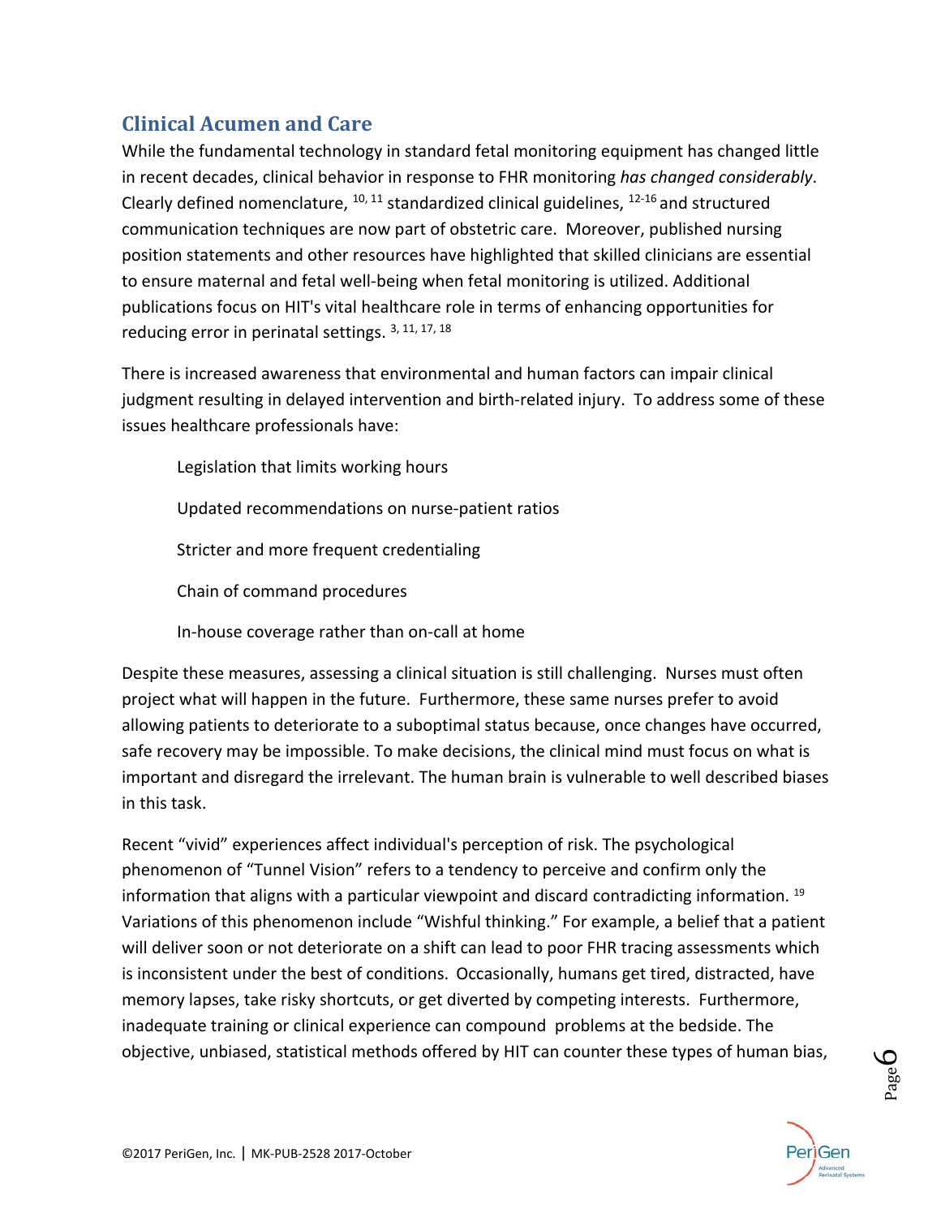## Clinical Acumen and Care

While the fundamental technology in standard fetal monitoring equipment has changed little in recent decades, clinical behavior in response to FHR monitoring *has changed considerably*. Clearly defined nomenclature, [10, 11] standardized clinical guidelines, [12-16] and structured communication techniques are now part of obstetric care. Moreover, published nursing position statements and other resources have highlighted that skilled clinicians are essential to ensure maternal and fetal well-being when fetal monitoring is utilized. Additional publications focus on HIT's vital healthcare role in terms of enhancing opportunities for reducing error in perinatal settings. [3, 11, 17, 18]

There is increased awareness that environmental and human factors can impair clinical judgment resulting in delayed intervention and birth-related injury. To address some of these issues healthcare professionals have:

- Legislation that limits working hours
- Updated recommendations on nurse-patient ratios
- Stricter and more frequent credentialing
- Chain of command procedures
- In-house coverage rather than on-call at home

Despite these measures, assessing a clinical situation is still challenging. Nurses must often project what will happen in the future. Furthermore, these same nurses prefer to avoid allowing patients to deteriorate to a suboptimal status because, once changes have occurred, safe recovery may be impossible. To make decisions, the clinical mind must focus on what is important and disregard the irrelevant. The human brain is vulnerable to well described biases in this task.

Recent "vivid" experiences affect individual's perception of risk. The psychological phenomenon of "Tunnel Vision" refers to a tendency to perceive and confirm only the information that aligns with a particular viewpoint and discard contradicting information. [19] Variations of this phenomenon include "Wishful thinking." For example, a belief that a patient will deliver soon or not deteriorate on a shift can lead to poor FHR tracing assessments which is inconsistent under the best of conditions. Occasionally, humans get tired, distracted, have memory lapses, take risky shortcuts, or get diverted by competing interests. Furthermore, inadequate training or clinical experience can compound problems at the bedside. The objective, unbiased, statistical methods offered by HIT can counter these types of human bias,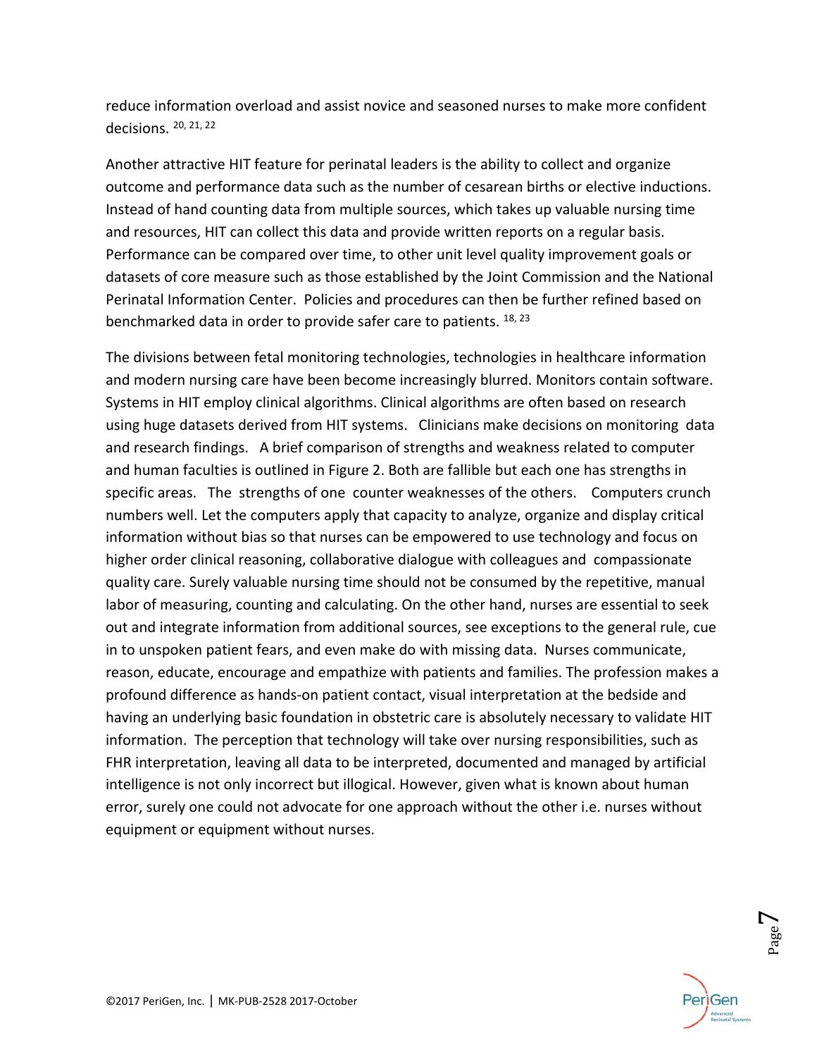reduce information overload and assist novice and seasoned nurses to make more confident decisions. [20, 21, 22]

Another attractive HIT feature for perinatal leaders is the ability to collect and organize outcome and performance data such as the number of cesarean births or elective inductions. Instead of hand counting data from multiple sources, which takes up valuable nursing time and resources, HIT can collect this data and provide written reports on a regular basis. Performance can be compared over time, to other unit level quality improvement goals or datasets of core measure such as those established by the Joint Commission and the National Perinatal Information Center. Policies and procedures can then be further refined based on benchmarked data in order to provide safer care to patients. [18, 23]

The divisions between fetal monitoring technologies, technologies in healthcare information and modern nursing care have been become increasingly blurred. Monitors contain software. Systems in HIT employ clinical algorithms. Clinical algorithms are often based on research using huge datasets derived from HIT systems. Clinicians make decisions on monitoring data and research findings. A brief comparison of strengths and weakness related to computer and human faculties is outlined in Figure 2. Both are fallible but each one has strengths in specific areas. The strengths of one counter weaknesses of the others. Computers crunch numbers well. Let the computers apply that capacity to analyze, organize and display critical information without bias so that nurses can be empowered to use technology and focus on higher order clinical reasoning, collaborative dialogue with colleagues and compassionate quality care. Surely valuable nursing time should not be consumed by the repetitive, manual labor of measuring, counting and calculating. On the other hand, nurses are essential to seek out and integrate information from additional sources, see exceptions to the general rule, cue in to unspoken patient fears, and even make do with missing data. Nurses communicate, reason, educate, encourage and empathize with patients and families. The profession makes a profound difference as hands-on patient contact, visual interpretation at the bedside and having an underlying basic foundation in obstetric care is absolutely necessary to validate HIT information. The perception that technology will take over nursing responsibilities, such as FHR interpretation, leaving all data to be interpreted, documented and managed by artificial intelligence is not only incorrect but illogical. However, given what is known about human error, surely one could not advocate for one approach without the other i.e. nurses without equipment or equipment without nurses.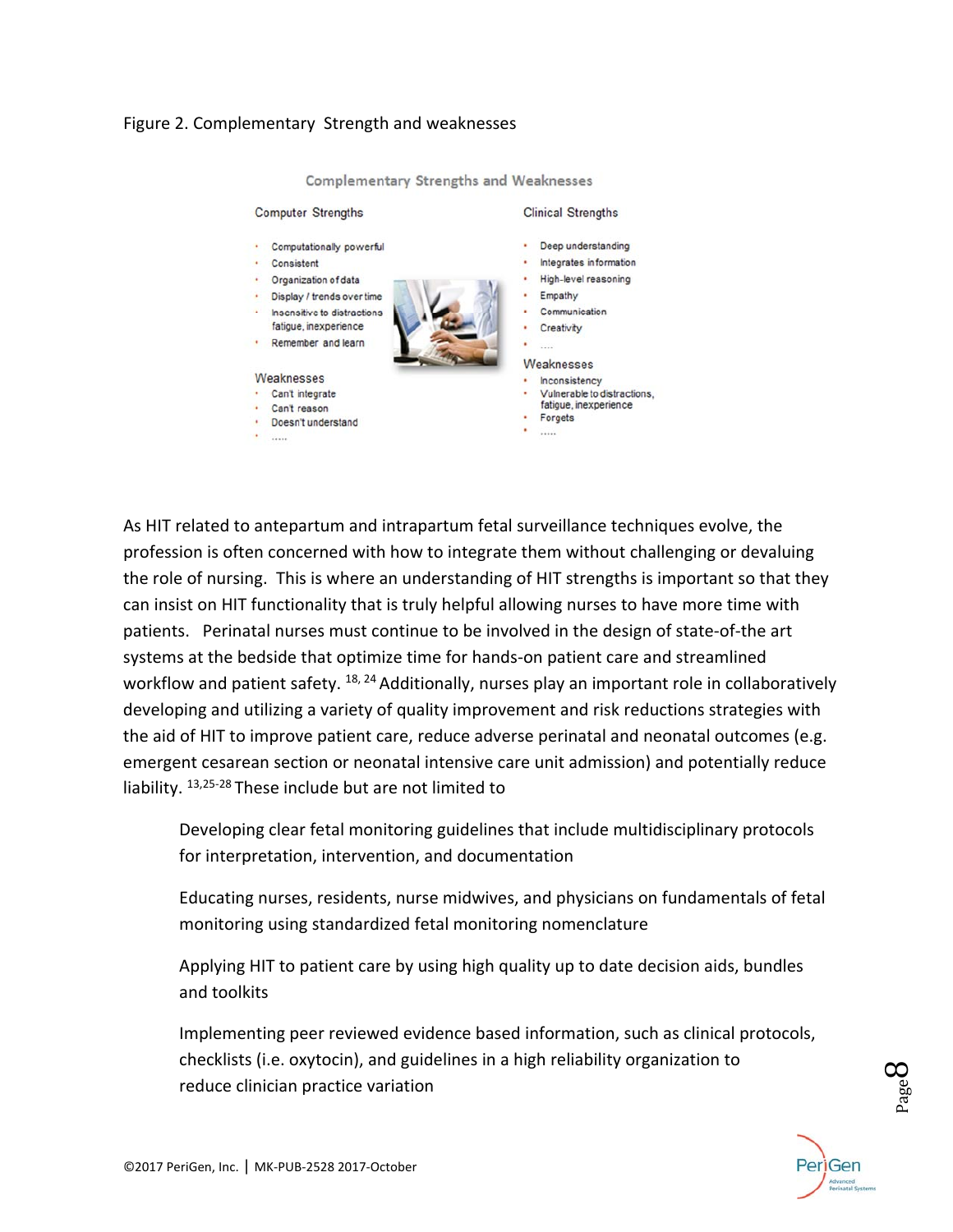Figure 2. Complementary Strength and weaknesses

Complementary Strengths and Weaknesses

Computer Strengths

- Computationally powerful
- Consistent
- Organization of data
- Display / trends over time
- Insensitive to distractions fatigue, inexperience
- Remember and learn

Weaknesses

- Can't integrate
- Can't reason
- Doesn't understand
- .....

Clinical Strengths

- Deep understanding
- Integrates information
- High-level reasoning
- Empathy
- Communication
- Creativity
- .....

Weaknesses

- Inconsistency
- Vulnerable to distractions, fatigue, inexperience
- Forgets
- .....

As HIT related to antepartum and intrapartum fetal surveillance techniques evolve, the profession is often concerned with how to integrate them without challenging or devaluing the role of nursing. This is where an understanding of HIT strengths is important so that they can insist on HIT functionality that is truly helpful allowing nurses to have more time with patients. Perinatal nurses must continue to be involved in the design of state-of-the art systems at the bedside that optimize time for hands-on patient care and streamlined workflow and patient safety. [18, 24] Additionally, nurses play an important role in collaboratively developing and utilizing a variety of quality improvement and risk reductions strategies with the aid of HIT to improve patient care, reduce adverse perinatal and neonatal outcomes (e.g. emergent cesarean section or neonatal intensive care unit admission) and potentially reduce liability. [13,25-28] These include but are not limited to

Developing clear fetal monitoring guidelines that include multidisciplinary protocols for interpretation, intervention, and documentation

Educating nurses, residents, nurse midwives, and physicians on fundamentals of fetal monitoring using standardized fetal monitoring nomenclature

Applying HIT to patient care by using high quality up to date decision aids, bundles and toolkits

Implementing peer reviewed evidence based information, such as clinical protocols, checklists (i.e. oxytocin), and guidelines in a high reliability organization to reduce clinician practice variation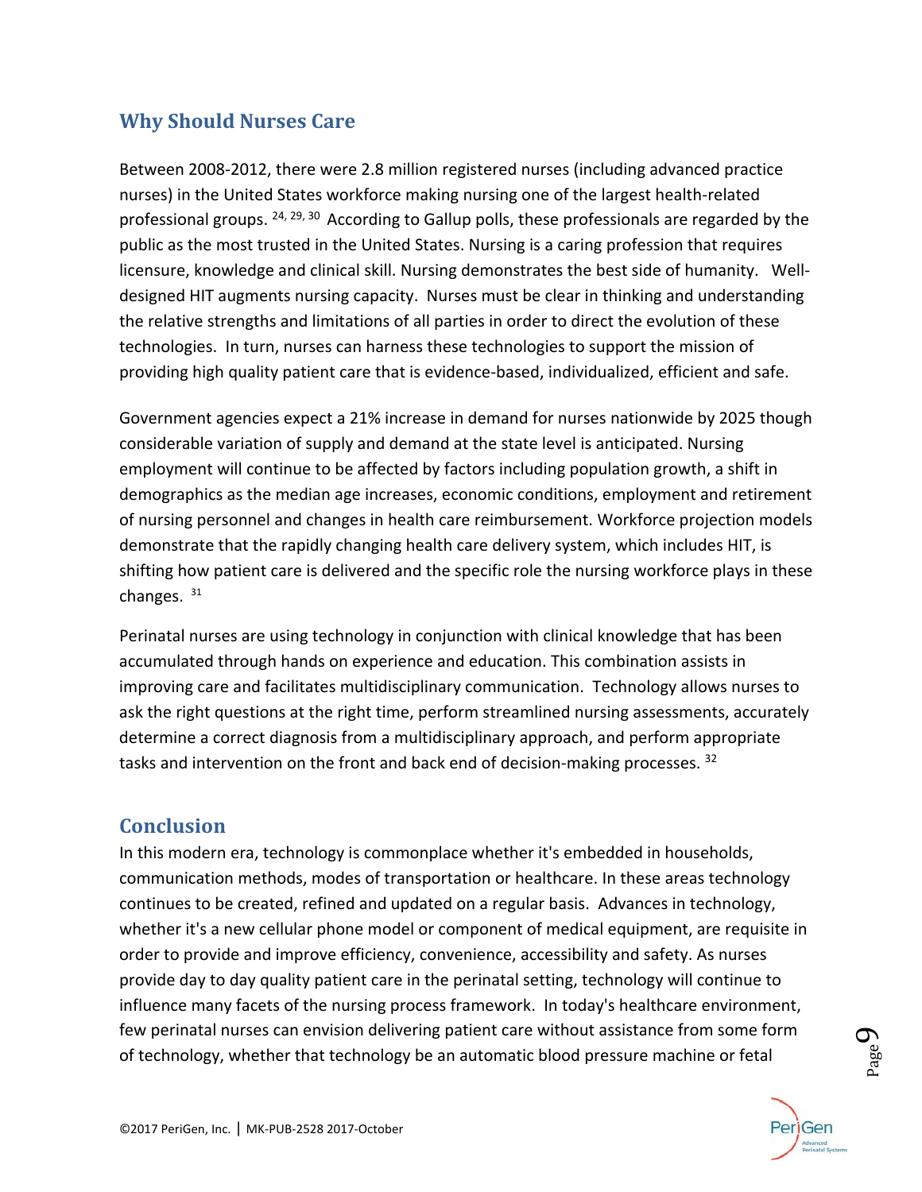## Why Should Nurses Care

Between 2008-2012, there were 2.8 million registered nurses (including advanced practice nurses) in the United States workforce making nursing one of the largest health-related professional groups. [24, 29, 30] According to Gallup polls, these professionals are regarded by the public as the most trusted in the United States. Nursing is a caring profession that requires licensure, knowledge and clinical skill. Nursing demonstrates the best side of humanity. Well-designed HIT augments nursing capacity. Nurses must be clear in thinking and understanding the relative strengths and limitations of all parties in order to direct the evolution of these technologies. In turn, nurses can harness these technologies to support the mission of providing high quality patient care that is evidence-based, individualized, efficient and safe.

Government agencies expect a 21% increase in demand for nurses nationwide by 2025 though considerable variation of supply and demand at the state level is anticipated. Nursing employment will continue to be affected by factors including population growth, a shift in demographics as the median age increases, economic conditions, employment and retirement of nursing personnel and changes in health care reimbursement. Workforce projection models demonstrate that the rapidly changing health care delivery system, which includes HIT, is shifting how patient care is delivered and the specific role the nursing workforce plays in these changes. [31]

Perinatal nurses are using technology in conjunction with clinical knowledge that has been accumulated through hands on experience and education. This combination assists in improving care and facilitates multidisciplinary communication. Technology allows nurses to ask the right questions at the right time, perform streamlined nursing assessments, accurately determine a correct diagnosis from a multidisciplinary approach, and perform appropriate tasks and intervention on the front and back end of decision-making processes. [32]

## Conclusion

In this modern era, technology is commonplace whether it's embedded in households, communication methods, modes of transportation or healthcare. In these areas technology continues to be created, refined and updated on a regular basis. Advances in technology, whether it's a new cellular phone model or component of medical equipment, are requisite in order to provide and improve efficiency, convenience, accessibility and safety. As nurses provide day to day quality patient care in the perinatal setting, technology will continue to influence many facets of the nursing process framework. In today's healthcare environment, few perinatal nurses can envision delivering patient care without assistance from some form of technology, whether that technology be an automatic blood pressure machine or fetal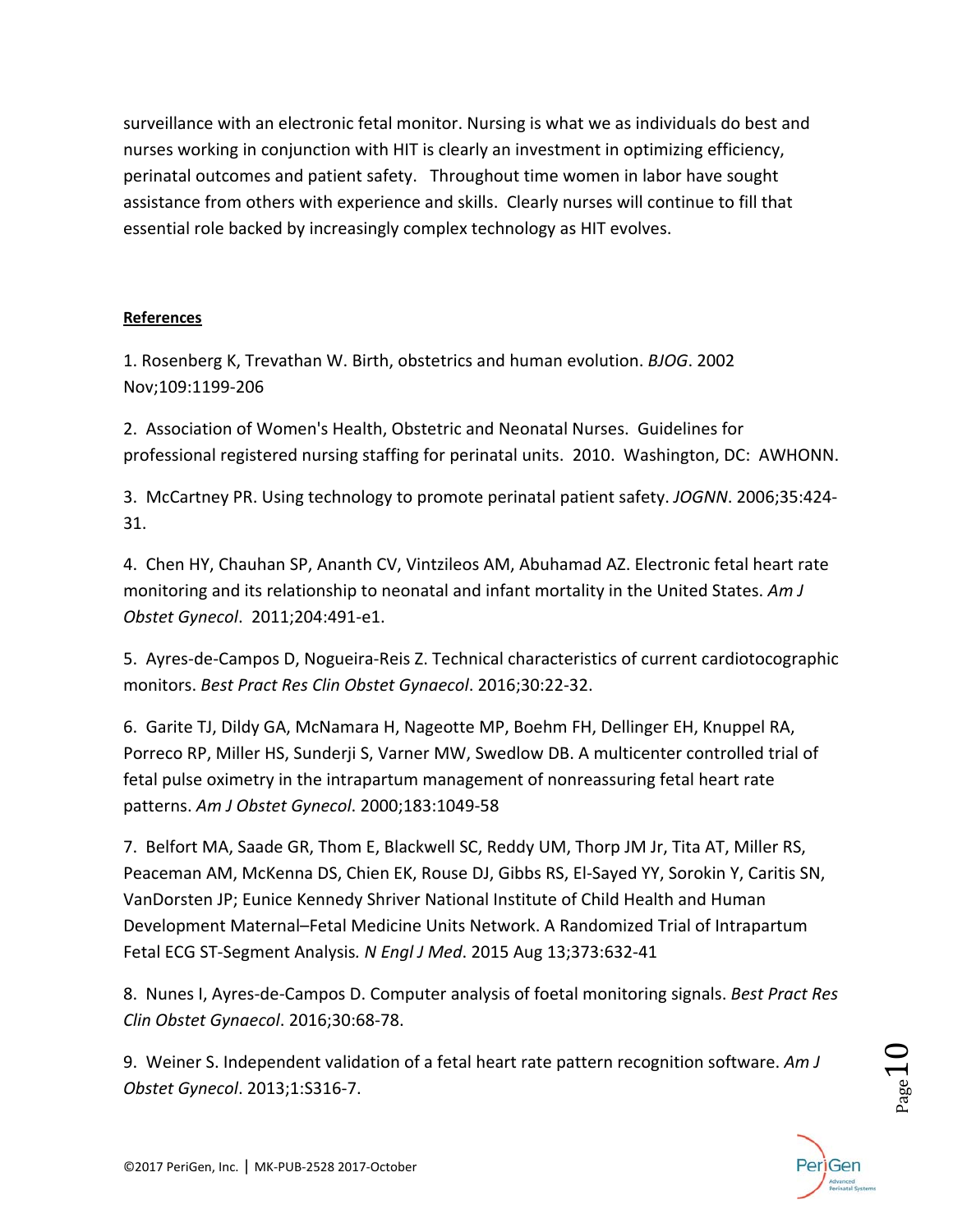surveillance with an electronic fetal monitor. Nursing is what we as individuals do best and nurses working in conjunction with HIT is clearly an investment in optimizing efficiency, perinatal outcomes and patient safety. Throughout time women in labor have sought assistance from others with experience and skills. Clearly nurses will continue to fill that essential role backed by increasingly complex technology as HIT evolves.

**References**

1. Rosenberg K, Trevathan W. Birth, obstetrics and human evolution. *BJOG*. 2002 Nov;109:1199-206

2. Association of Women's Health, Obstetric and Neonatal Nurses. Guidelines for professional registered nursing staffing for perinatal units. 2010. Washington, DC: AWHONN.

3. McCartney PR. Using technology to promote perinatal patient safety. *JOGNN*. 2006;35:424-31.

4. Chen HY, Chauhan SP, Ananth CV, Vintzileos AM, Abuhamad AZ. Electronic fetal heart rate monitoring and its relationship to neonatal and infant mortality in the United States. *Am J Obstet Gynecol*. 2011;204:491-e1.

5. Ayres-de-Campos D, Nogueira-Reis Z. Technical characteristics of current cardiotocographic monitors. *Best Pract Res Clin Obstet Gynaecol*. 2016;30:22-32.

6. Garite TJ, Dildy GA, McNamara H, Nageotte MP, Boehm FH, Dellinger EH, Knuppel RA, Porreco RP, Miller HS, Sunderji S, Varner MW, Swedlow DB. A multicenter controlled trial of fetal pulse oximetry in the intrapartum management of nonreassuring fetal heart rate patterns. *Am J Obstet Gynecol*. 2000;183:1049-58

7. Belfort MA, Saade GR, Thom E, Blackwell SC, Reddy UM, Thorp JM Jr, Tita AT, Miller RS, Peaceman AM, McKenna DS, Chien EK, Rouse DJ, Gibbs RS, El-Sayed YY, Sorokin Y, Caritis SN, VanDorsten JP; Eunice Kennedy Shriver National Institute of Child Health and Human Development Maternal–Fetal Medicine Units Network. A Randomized Trial of Intrapartum Fetal ECG ST-Segment Analysis. *N Engl J Med*. 2015 Aug 13;373:632-41

8. Nunes I, Ayres-de-Campos D. Computer analysis of foetal monitoring signals. *Best Pract Res Clin Obstet Gynaecol*. 2016;30:68-78.

9. Weiner S. Independent validation of a fetal heart rate pattern recognition software. *Am J Obstet Gynecol*. 2013;1:S316-7.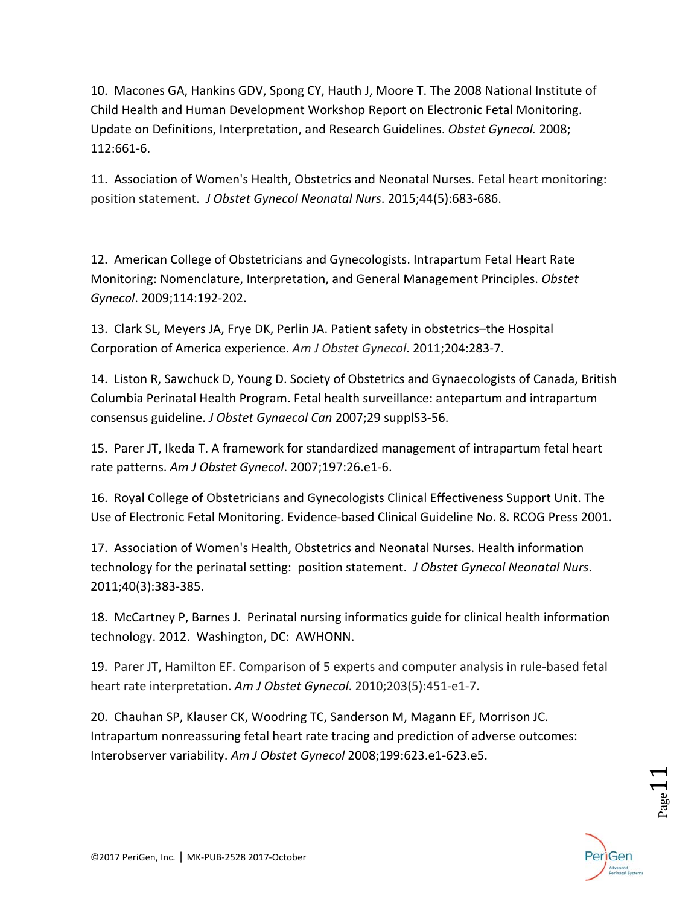10. Macones GA, Hankins GDV, Spong CY, Hauth J, Moore T. The 2008 National Institute of Child Health and Human Development Workshop Report on Electronic Fetal Monitoring. Update on Definitions, Interpretation, and Research Guidelines. *Obstet Gynecol.* 2008; 112:661-6.

11. Association of Women's Health, Obstetrics and Neonatal Nurses. Fetal heart monitoring: position statement. *J Obstet Gynecol Neonatal Nurs*. 2015;44(5):683-686.

12. American College of Obstetricians and Gynecologists. Intrapartum Fetal Heart Rate Monitoring: Nomenclature, Interpretation, and General Management Principles. *Obstet Gynecol*. 2009;114:192-202.

13. Clark SL, Meyers JA, Frye DK, Perlin JA. Patient safety in obstetrics–the Hospital Corporation of America experience. *Am J Obstet Gynecol*. 2011;204:283-7.

14. Liston R, Sawchuck D, Young D. Society of Obstetrics and Gynaecologists of Canada, British Columbia Perinatal Health Program. Fetal health surveillance: antepartum and intrapartum consensus guideline. *J Obstet Gynaecol Can* 2007;29 supplS3-56.

15. Parer JT, Ikeda T. A framework for standardized management of intrapartum fetal heart rate patterns. *Am J Obstet Gynecol*. 2007;197:26.e1-6.

16. Royal College of Obstetricians and Gynecologists Clinical Effectiveness Support Unit. The Use of Electronic Fetal Monitoring. Evidence-based Clinical Guideline No. 8. RCOG Press 2001.

17. Association of Women's Health, Obstetrics and Neonatal Nurses. Health information technology for the perinatal setting: position statement. *J Obstet Gynecol Neonatal Nurs*. 2011;40(3):383-385.

18. McCartney P, Barnes J. Perinatal nursing informatics guide for clinical health information technology. 2012. Washington, DC: AWHONN.

19. Parer JT, Hamilton EF. Comparison of 5 experts and computer analysis in rule-based fetal heart rate interpretation. *Am J Obstet Gynecol*. 2010;203(5):451-e1-7.

20. Chauhan SP, Klauser CK, Woodring TC, Sanderson M, Magann EF, Morrison JC. Intrapartum nonreassuring fetal heart rate tracing and prediction of adverse outcomes: Interobserver variability. *Am J Obstet Gynecol* 2008;199:623.e1-623.e5.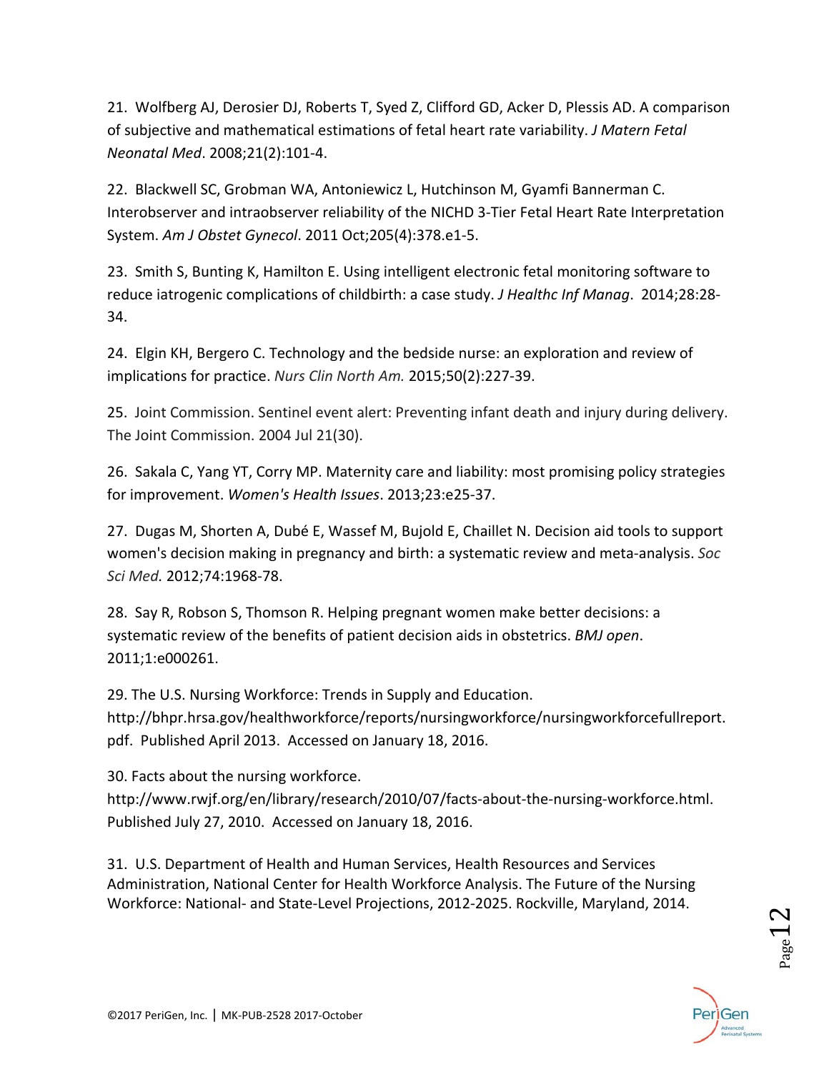21. Wolfberg AJ, Derosier DJ, Roberts T, Syed Z, Clifford GD, Acker D, Plessis AD. A comparison of subjective and mathematical estimations of fetal heart rate variability. *J Matern Fetal Neonatal Med*. 2008;21(2):101-4.

22. Blackwell SC, Grobman WA, Antoniewicz L, Hutchinson M, Gyamfi Bannerman C. Interobserver and intraobserver reliability of the NICHD 3-Tier Fetal Heart Rate Interpretation System. *Am J Obstet Gynecol*. 2011 Oct;205(4):378.e1-5.

23. Smith S, Bunting K, Hamilton E. Using intelligent electronic fetal monitoring software to reduce iatrogenic complications of childbirth: a case study. *J Healthc Inf Manag*. 2014;28:28-34.

24. Elgin KH, Bergero C. Technology and the bedside nurse: an exploration and review of implications for practice. *Nurs Clin North Am.* 2015;50(2):227-39.

25. Joint Commission. Sentinel event alert: Preventing infant death and injury during delivery. The Joint Commission. 2004 Jul 21(30).

26. Sakala C, Yang YT, Corry MP. Maternity care and liability: most promising policy strategies for improvement. *Women's Health Issues*. 2013;23:e25-37.

27. Dugas M, Shorten A, Dubé E, Wassef M, Bujold E, Chaillet N. Decision aid tools to support women's decision making in pregnancy and birth: a systematic review and meta-analysis. *Soc Sci Med.* 2012;74:1968-78.

28. Say R, Robson S, Thomson R. Helping pregnant women make better decisions: a systematic review of the benefits of patient decision aids in obstetrics. *BMJ open*. 2011;1:e000261.

29. The U.S. Nursing Workforce: Trends in Supply and Education. http://bhpr.hrsa.gov/healthworkforce/reports/nursingworkforce/nursingworkforcefullreport.pdf. Published April 2013. Accessed on January 18, 2016.

30. Facts about the nursing workforce. http://www.rwjf.org/en/library/research/2010/07/facts-about-the-nursing-workforce.html. Published July 27, 2010. Accessed on January 18, 2016.

31. U.S. Department of Health and Human Services, Health Resources and Services Administration, National Center for Health Workforce Analysis. The Future of the Nursing Workforce: National- and State-Level Projections, 2012-2025. Rockville, Maryland, 2014.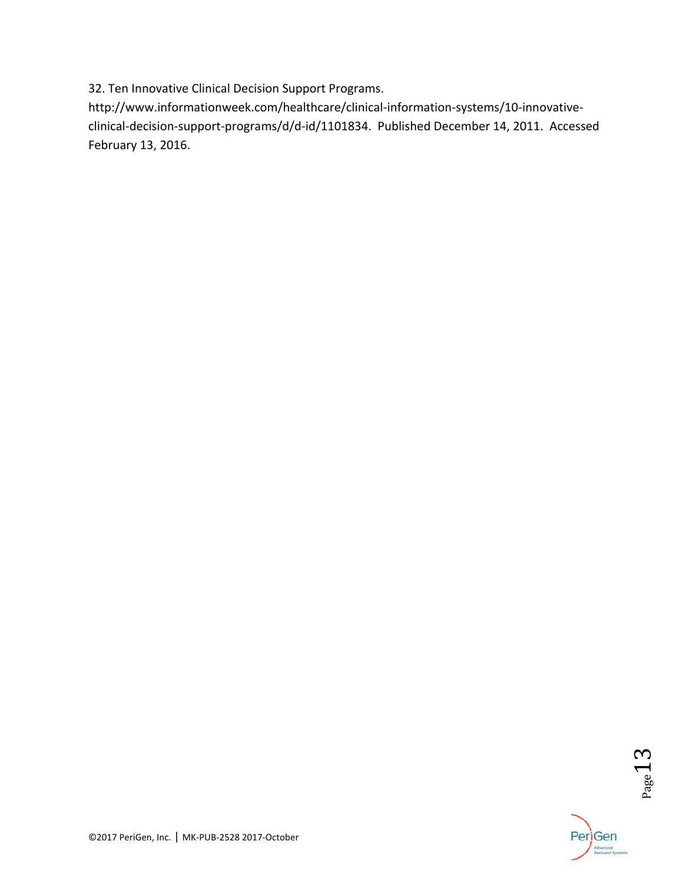32. Ten Innovative Clinical Decision Support Programs. http://www.informationweek.com/healthcare/clinical-information-systems/10-innovative-clinical-decision-support-programs/d/d-id/1101834. Published December 14, 2011. Accessed February 13, 2016.